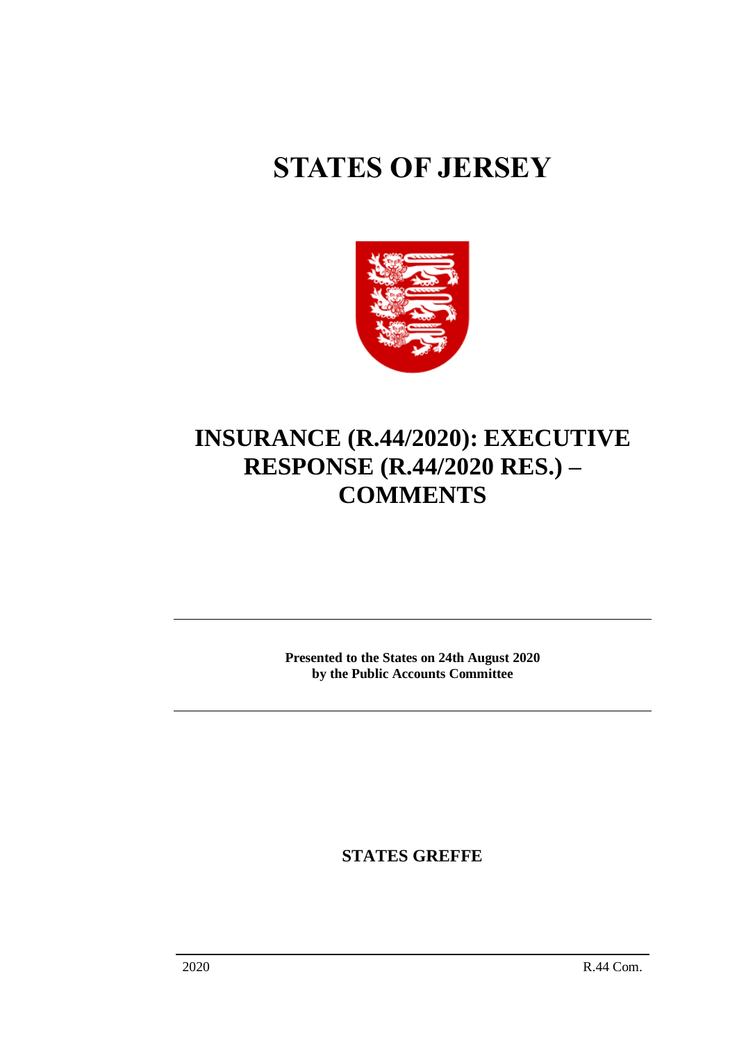# STATES OF JERSEY

## INSURANCE (R.44/2020): EXECUTIVE RESPONSE (R.44/2020 RES.) – COMMENTS

**Presented to the States on 24th August 2020**
**by the Public Accounts Committee**

**STATES GREFFE**

2020 R.44 Com.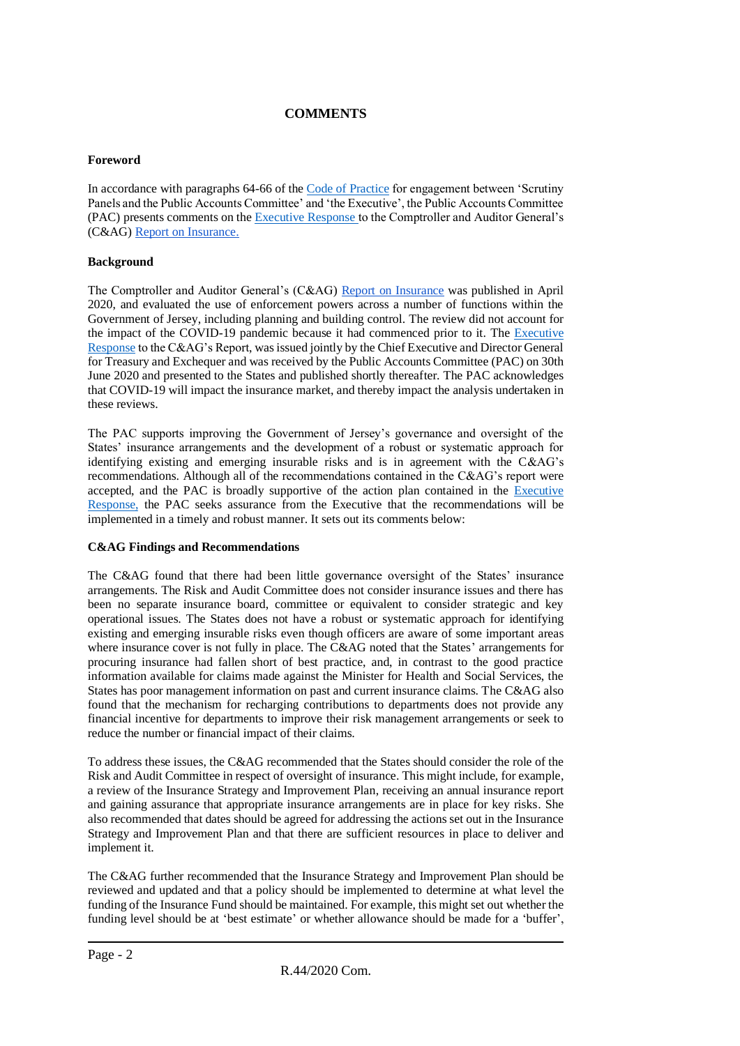## COMMENTS

### Foreword

In accordance with paragraphs 64-66 of the Code of Practice for engagement between 'Scrutiny Panels and the Public Accounts Committee' and 'the Executive', the Public Accounts Committee (PAC) presents comments on the Executive Response to the Comptroller and Auditor General's (C&AG) Report on Insurance.

### Background

The Comptroller and Auditor General's (C&AG) Report on Insurance was published in April 2020, and evaluated the use of enforcement powers across a number of functions within the Government of Jersey, including planning and building control. The review did not account for the impact of the COVID-19 pandemic because it had commenced prior to it. The Executive Response to the C&AG's Report, was issued jointly by the Chief Executive and Director General for Treasury and Exchequer and was received by the Public Accounts Committee (PAC) on 30th June 2020 and presented to the States and published shortly thereafter. The PAC acknowledges that COVID-19 will impact the insurance market, and thereby impact the analysis undertaken in these reviews.

The PAC supports improving the Government of Jersey's governance and oversight of the States' insurance arrangements and the development of a robust or systematic approach for identifying existing and emerging insurable risks and is in agreement with the C&AG's recommendations. Although all of the recommendations contained in the C&AG's report were accepted, and the PAC is broadly supportive of the action plan contained in the Executive Response, the PAC seeks assurance from the Executive that the recommendations will be implemented in a timely and robust manner. It sets out its comments below:

### C&AG Findings and Recommendations

The C&AG found that there had been little governance oversight of the States' insurance arrangements. The Risk and Audit Committee does not consider insurance issues and there has been no separate insurance board, committee or equivalent to consider strategic and key operational issues. The States does not have a robust or systematic approach for identifying existing and emerging insurable risks even though officers are aware of some important areas where insurance cover is not fully in place. The C&AG noted that the States' arrangements for procuring insurance had fallen short of best practice, and, in contrast to the good practice information available for claims made against the Minister for Health and Social Services, the States has poor management information on past and current insurance claims. The C&AG also found that the mechanism for recharging contributions to departments does not provide any financial incentive for departments to improve their risk management arrangements or seek to reduce the number or financial impact of their claims.

To address these issues, the C&AG recommended that the States should consider the role of the Risk and Audit Committee in respect of oversight of insurance. This might include, for example, a review of the Insurance Strategy and Improvement Plan, receiving an annual insurance report and gaining assurance that appropriate insurance arrangements are in place for key risks. She also recommended that dates should be agreed for addressing the actions set out in the Insurance Strategy and Improvement Plan and that there are sufficient resources in place to deliver and implement it.

The C&AG further recommended that the Insurance Strategy and Improvement Plan should be reviewed and updated and that a policy should be implemented to determine at what level the funding of the Insurance Fund should be maintained. For example, this might set out whether the funding level should be at 'best estimate' or whether allowance should be made for a 'buffer',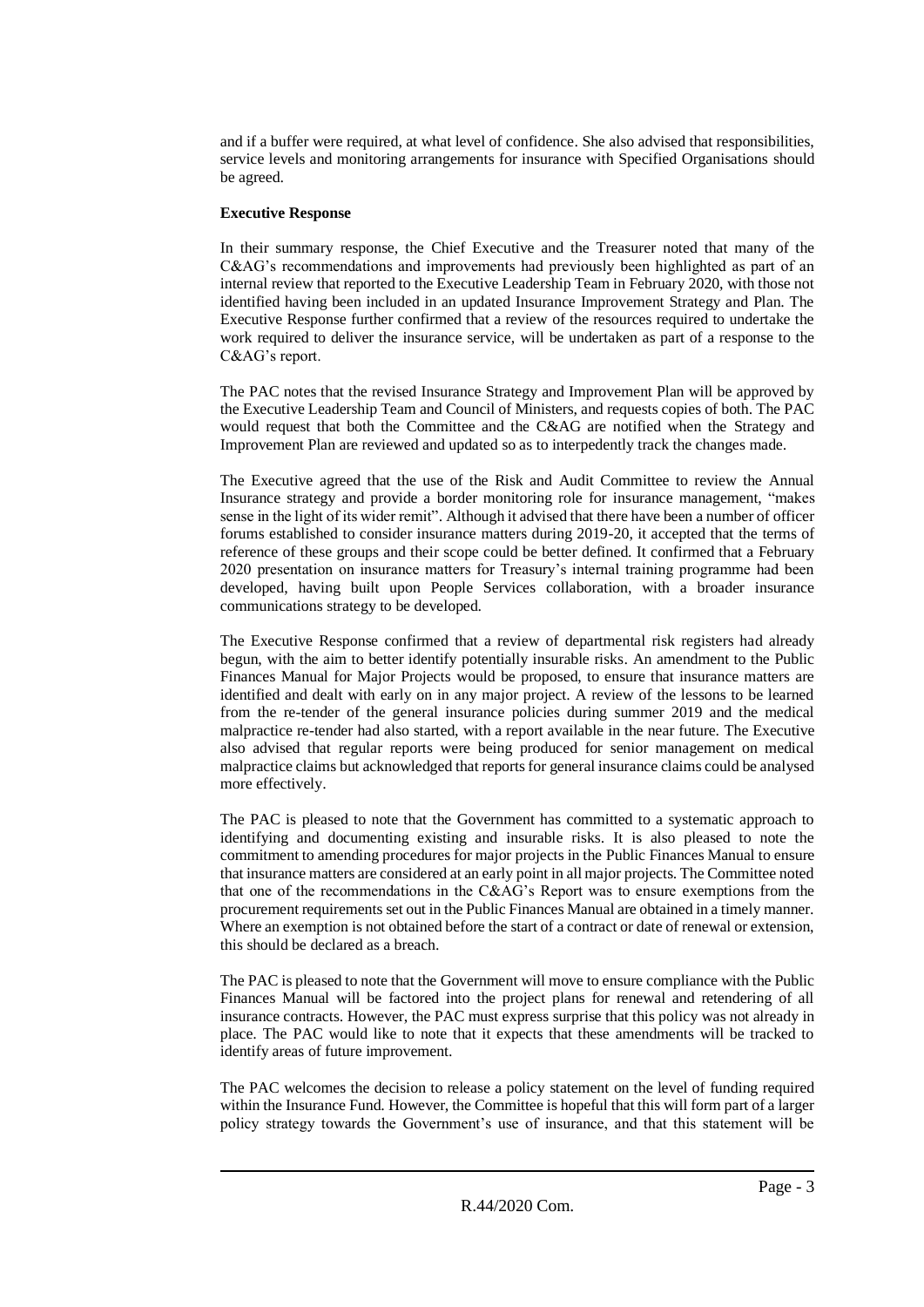and if a buffer were required, at what level of confidence. She also advised that responsibilities, service levels and monitoring arrangements for insurance with Specified Organisations should be agreed.

**Executive Response**

In their summary response, the Chief Executive and the Treasurer noted that many of the C&AG's recommendations and improvements had previously been highlighted as part of an internal review that reported to the Executive Leadership Team in February 2020, with those not identified having been included in an updated Insurance Improvement Strategy and Plan. The Executive Response further confirmed that a review of the resources required to undertake the work required to deliver the insurance service, will be undertaken as part of a response to the C&AG's report.

The PAC notes that the revised Insurance Strategy and Improvement Plan will be approved by the Executive Leadership Team and Council of Ministers, and requests copies of both. The PAC would request that both the Committee and the C&AG are notified when the Strategy and Improvement Plan are reviewed and updated so as to interpedently track the changes made.

The Executive agreed that the use of the Risk and Audit Committee to review the Annual Insurance strategy and provide a border monitoring role for insurance management, "makes sense in the light of its wider remit". Although it advised that there have been a number of officer forums established to consider insurance matters during 2019-20, it accepted that the terms of reference of these groups and their scope could be better defined. It confirmed that a February 2020 presentation on insurance matters for Treasury's internal training programme had been developed, having built upon People Services collaboration, with a broader insurance communications strategy to be developed.

The Executive Response confirmed that a review of departmental risk registers had already begun, with the aim to better identify potentially insurable risks. An amendment to the Public Finances Manual for Major Projects would be proposed, to ensure that insurance matters are identified and dealt with early on in any major project. A review of the lessons to be learned from the re-tender of the general insurance policies during summer 2019 and the medical malpractice re-tender had also started, with a report available in the near future. The Executive also advised that regular reports were being produced for senior management on medical malpractice claims but acknowledged that reports for general insurance claims could be analysed more effectively.

The PAC is pleased to note that the Government has committed to a systematic approach to identifying and documenting existing and insurable risks. It is also pleased to note the commitment to amending procedures for major projects in the Public Finances Manual to ensure that insurance matters are considered at an early point in all major projects. The Committee noted that one of the recommendations in the C&AG's Report was to ensure exemptions from the procurement requirements set out in the Public Finances Manual are obtained in a timely manner. Where an exemption is not obtained before the start of a contract or date of renewal or extension, this should be declared as a breach.

The PAC is pleased to note that the Government will move to ensure compliance with the Public Finances Manual will be factored into the project plans for renewal and retendering of all insurance contracts. However, the PAC must express surprise that this policy was not already in place. The PAC would like to note that it expects that these amendments will be tracked to identify areas of future improvement.

The PAC welcomes the decision to release a policy statement on the level of funding required within the Insurance Fund. However, the Committee is hopeful that this will form part of a larger policy strategy towards the Government's use of insurance, and that this statement will be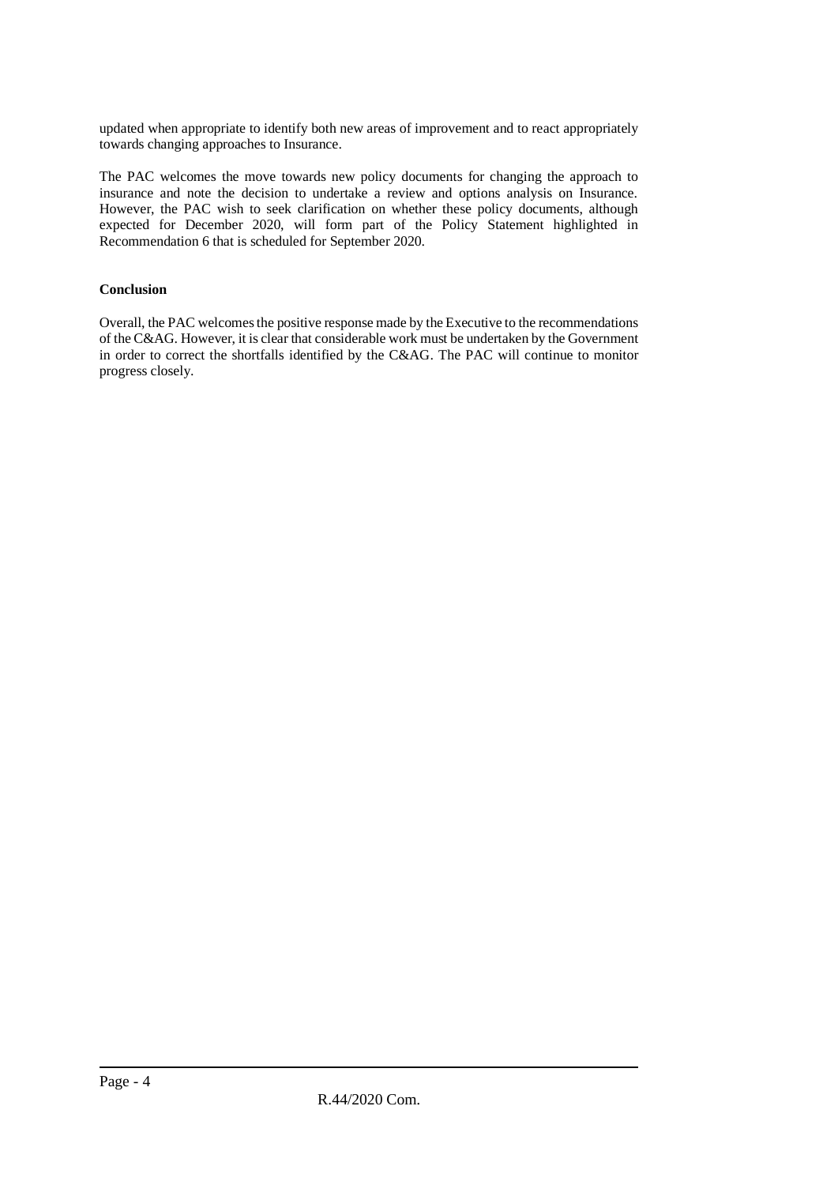updated when appropriate to identify both new areas of improvement and to react appropriately towards changing approaches to Insurance.

The PAC welcomes the move towards new policy documents for changing the approach to insurance and note the decision to undertake a review and options analysis on Insurance. However, the PAC wish to seek clarification on whether these policy documents, although expected for December 2020, will form part of the Policy Statement highlighted in Recommendation 6 that is scheduled for September 2020.

**Conclusion**

Overall, the PAC welcomes the positive response made by the Executive to the recommendations of the C&AG. However, it is clear that considerable work must be undertaken by the Government in order to correct the shortfalls identified by the C&AG. The PAC will continue to monitor progress closely.